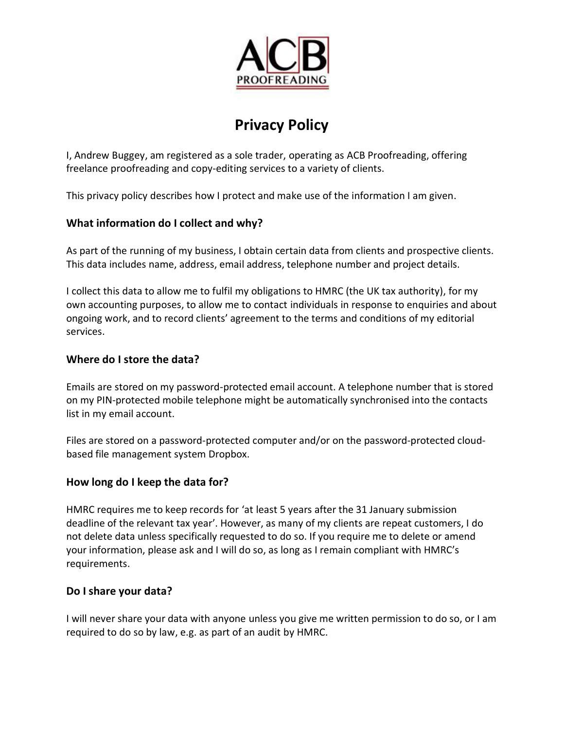# Privacy Policy

I, Andrew Buggey, am registered as a sole trader, operating as ACB Proofreading, offering freelance proofreading and copy-editing services to a variety of clients.

This privacy policy describes how I protect and make use of the information I am given.

## What information do I collect and why?

As part of the running of my business, I obtain certain data from clients and prospective clients. This data includes name, address, email address, telephone number and project details.

I collect this data to allow me to fulfil my obligations to HMRC (the UK tax authority), for my own accounting purposes, to allow me to contact individuals in response to enquiries and about ongoing work, and to record clients' agreement to the terms and conditions of my editorial services.

## Where do I store the data?

Emails are stored on my password-protected email account. A telephone number that is stored on my PIN-protected mobile telephone might be automatically synchronised into the contacts list in my email account.

Files are stored on a password-protected computer and/or on the password-protected cloud-based file management system Dropbox.

## How long do I keep the data for?

HMRC requires me to keep records for 'at least 5 years after the 31 January submission deadline of the relevant tax year'. However, as many of my clients are repeat customers, I do not delete data unless specifically requested to do so. If you require me to delete or amend your information, please ask and I will do so, as long as I remain compliant with HMRC's requirements.

## Do I share your data?

I will never share your data with anyone unless you give me written permission to do so, or I am required to do so by law, e.g. as part of an audit by HMRC.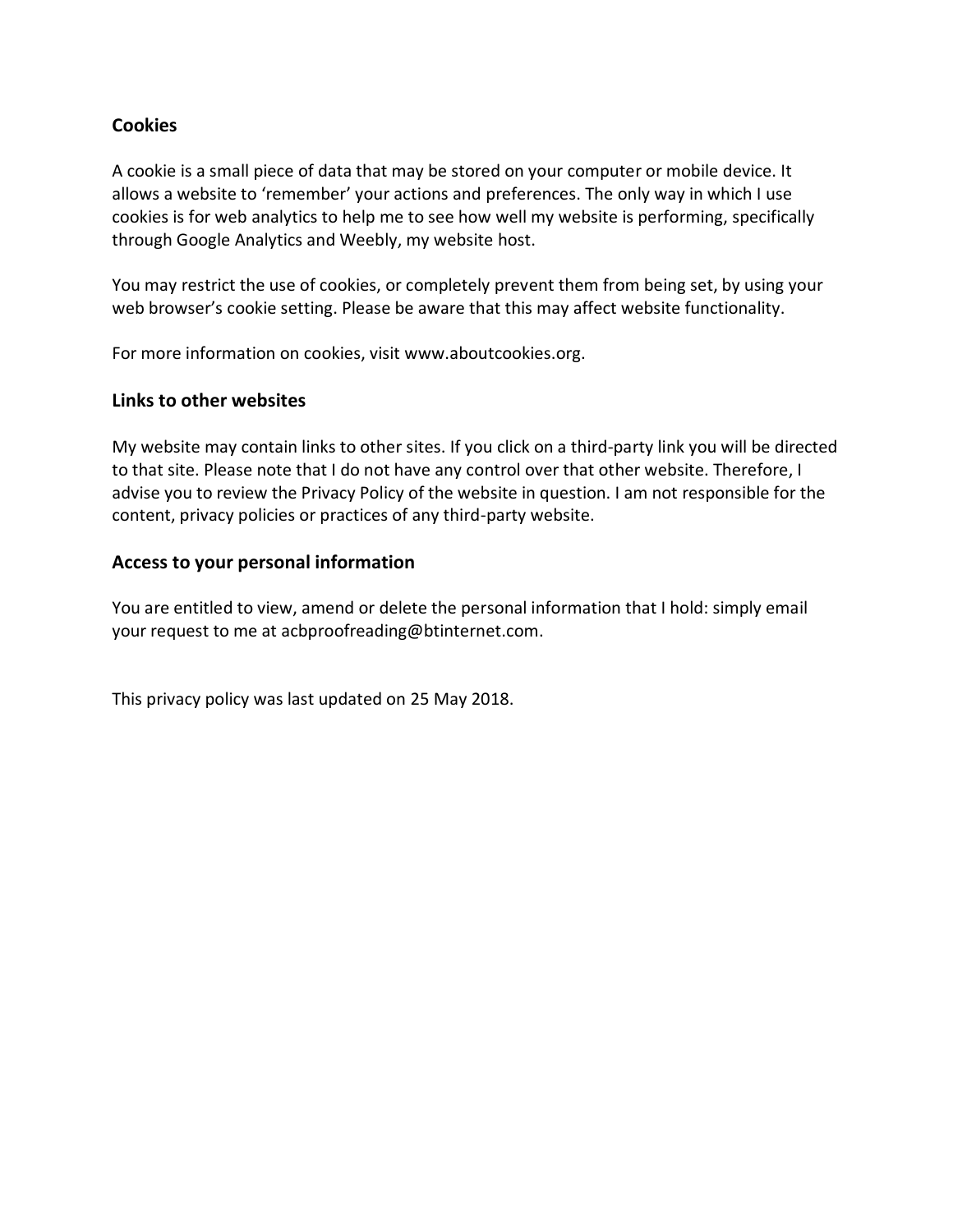## Cookies

A cookie is a small piece of data that may be stored on your computer or mobile device. It allows a website to 'remember' your actions and preferences. The only way in which I use cookies is for web analytics to help me to see how well my website is performing, specifically through Google Analytics and Weebly, my website host.

You may restrict the use of cookies, or completely prevent them from being set, by using your web browser's cookie setting. Please be aware that this may affect website functionality.

For more information on cookies, visit www.aboutcookies.org.

## Links to other websites

My website may contain links to other sites. If you click on a third-party link you will be directed to that site. Please note that I do not have any control over that other website. Therefore, I advise you to review the Privacy Policy of the website in question. I am not responsible for the content, privacy policies or practices of any third-party website.

## Access to your personal information

You are entitled to view, amend or delete the personal information that I hold: simply email your request to me at acbproofreading@btinternet.com.

This privacy policy was last updated on 25 May 2018.